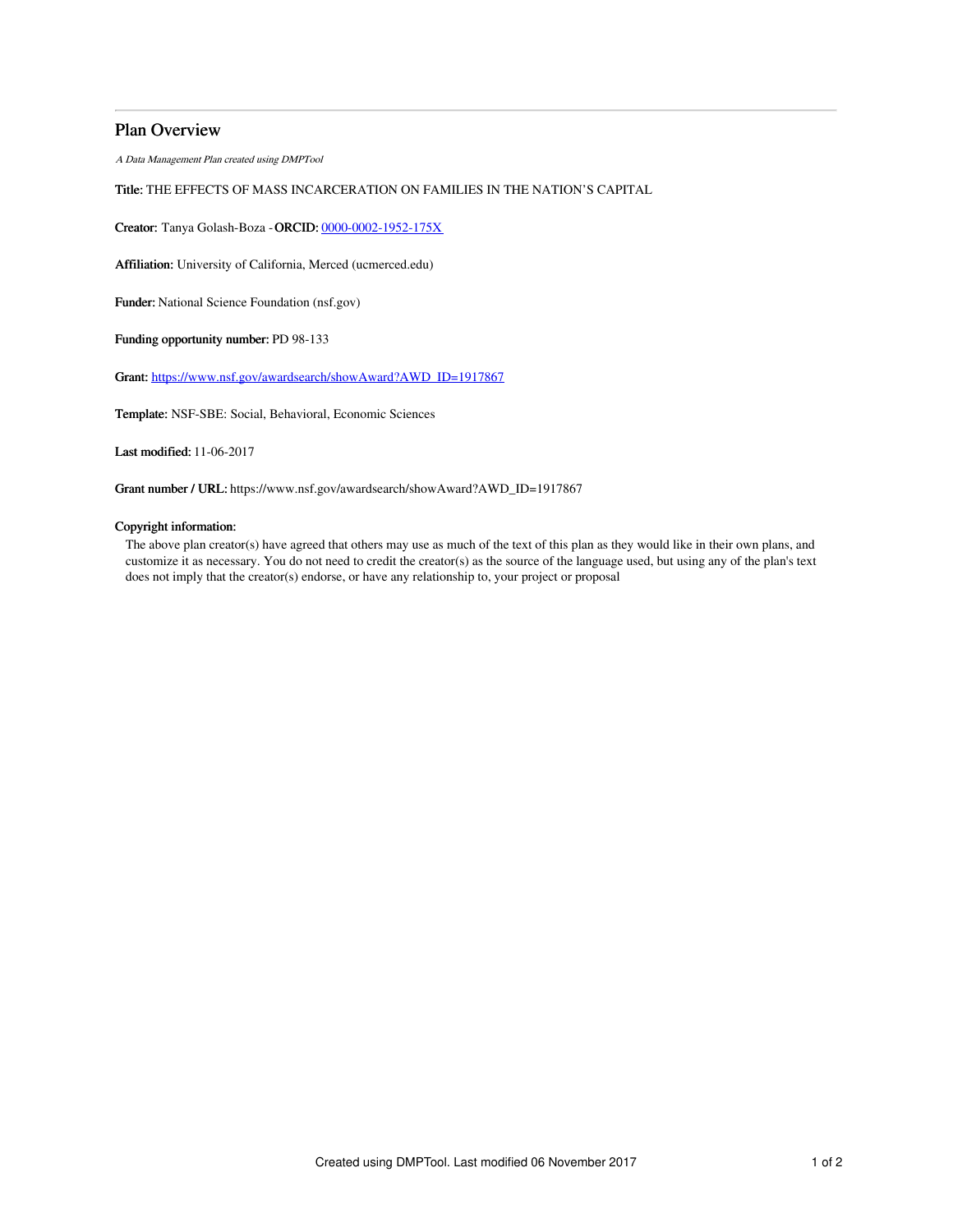# Plan Overview

*A Data Management Plan created using DMPTool*

**Title:** THE EFFECTS OF MASS INCARCERATION ON FAMILIES IN THE NATION'S CAPITAL

**Creator:** Tanya Golash-Boza - **ORCID:** 0000-0002-1952-175X

**Affiliation:** University of California, Merced (ucmerced.edu)

**Funder:** National Science Foundation (nsf.gov)

**Funding opportunity number:** PD 98-133

**Grant:** https://www.nsf.gov/awardsearch/showAward?AWD_ID=1917867

**Template:** NSF-SBE: Social, Behavioral, Economic Sciences

**Last modified:** 11-06-2017

**Grant number / URL:** https://www.nsf.gov/awardsearch/showAward?AWD_ID=1917867

**Copyright information:**

The above plan creator(s) have agreed that others may use as much of the text of this plan as they would like in their own plans, and customize it as necessary. You do not need to credit the creator(s) as the source of the language used, but using any of the plan's text does not imply that the creator(s) endorse, or have any relationship to, your project or proposal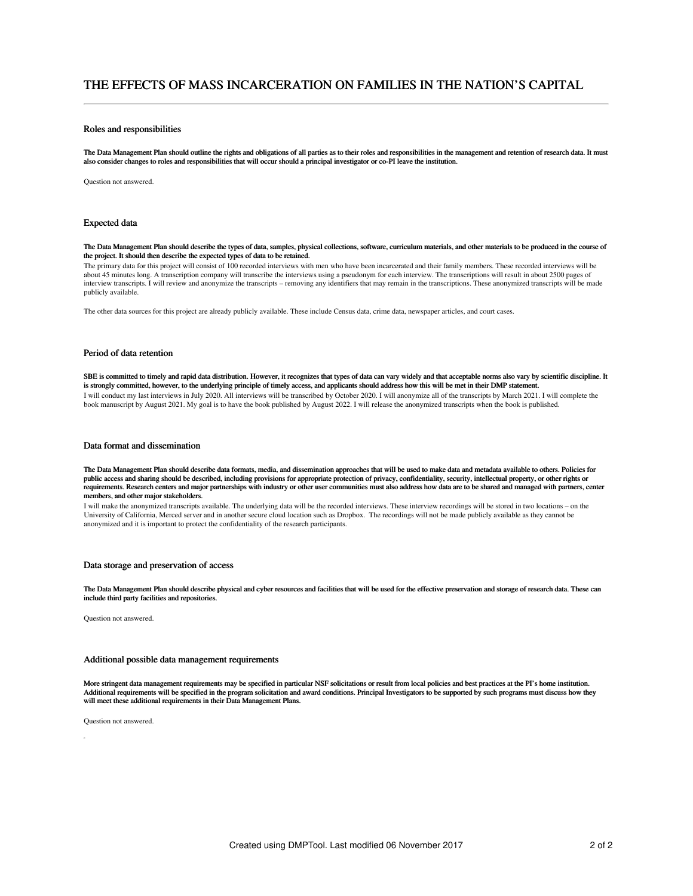# THE EFFECTS OF MASS INCARCERATION ON FAMILIES IN THE NATION'S CAPITAL

## Roles and responsibilities

**The Data Management Plan should outline the rights and obligations of all parties as to their roles and responsibilities in the management and retention of research data. It must also consider changes to roles and responsibilities that will occur should a principal investigator or co-PI leave the institution.**

Question not answered.

## Expected data

**The Data Management Plan should describe the types of data, samples, physical collections, software, curriculum materials, and other materials to be produced in the course of the project. It should then describe the expected types of data to be retained.**

The primary data for this project will consist of 100 recorded interviews with men who have been incarcerated and their family members. These recorded interviews will be about 45 minutes long. A transcription company will transcribe the interviews using a pseudonym for each interview. The transcriptions will result in about 2500 pages of interview transcripts. I will review and anonymize the transcripts – removing any identifiers that may remain in the transcriptions. These anonymized transcripts will be made publicly available.

The other data sources for this project are already publicly available. These include Census data, crime data, newspaper articles, and court cases.

## Period of data retention

**SBE is committed to timely and rapid data distribution. However, it recognizes that types of data can vary widely and that acceptable norms also vary by scientific discipline. It is strongly committed, however, to the underlying principle of timely access, and applicants should address how this will be met in their DMP statement.**

I will conduct my last interviews in July 2020. All interviews will be transcribed by October 2020. I will anonymize all of the transcripts by March 2021. I will complete the book manuscript by August 2021. My goal is to have the book published by August 2022. I will release the anonymized transcripts when the book is published.

## Data format and dissemination

**The Data Management Plan should describe data formats, media, and dissemination approaches that will be used to make data and metadata available to others. Policies for public access and sharing should be described, including provisions for appropriate protection of privacy, confidentiality, security, intellectual property, or other rights or requirements. Research centers and major partnerships with industry or other user communities must also address how data are to be shared and managed with partners, center members, and other major stakeholders.**

I will make the anonymized transcripts available. The underlying data will be the recorded interviews. These interview recordings will be stored in two locations – on the University of California, Merced server and in another secure cloud location such as Dropbox. The recordings will not be made publicly available as they cannot be anonymized and it is important to protect the confidentiality of the research participants.

## Data storage and preservation of access

**The Data Management Plan should describe physical and cyber resources and facilities that will be used for the effective preservation and storage of research data. These can include third party facilities and repositories.**

Question not answered.

## Additional possible data management requirements

**More stringent data management requirements may be specified in particular NSF solicitations or result from local policies and best practices at the PI's home institution. Additional requirements will be specified in the program solicitation and award conditions. Principal Investigators to be supported by such programs must discuss how they will meet these additional requirements in their Data Management Plans.**

Question not answered.

Created using DMPTool. Last modified 06 November 2017